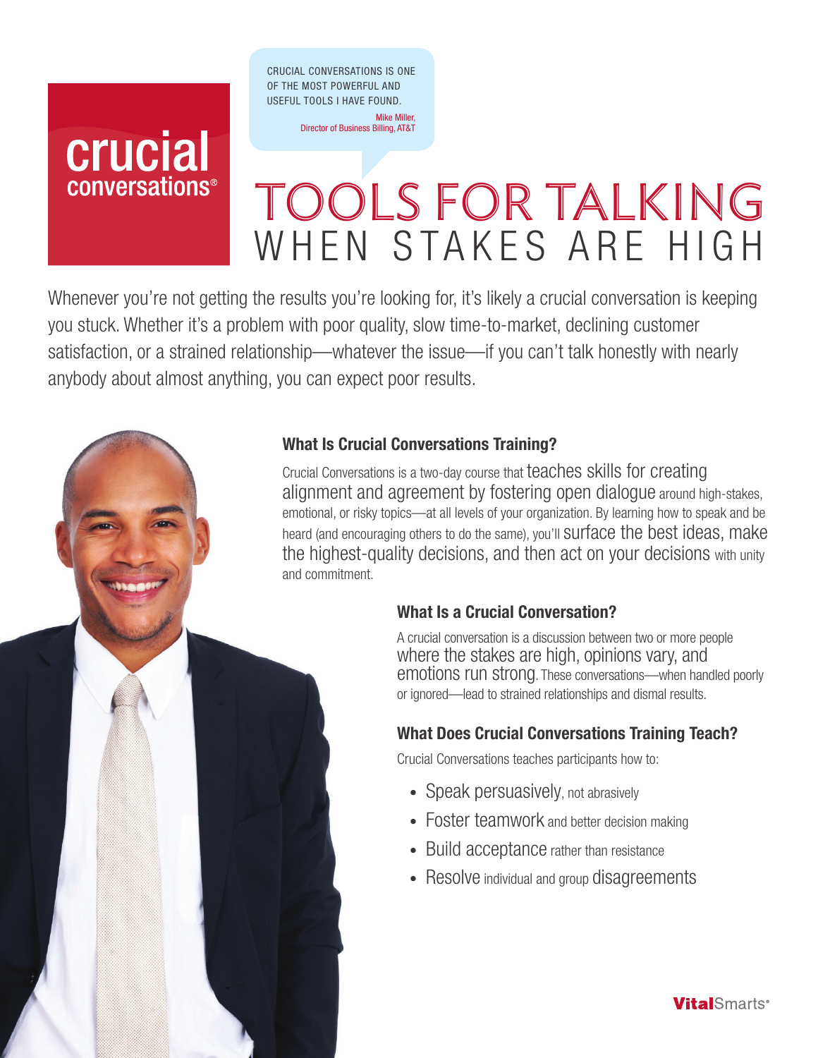crucial conversations®

CRUCIAL CONVERSATIONS IS ONE OF THE MOST POWERFUL AND USEFUL TOOLS I HAVE FOUND.

Mike Miller, Director of Business Billing, AT&T

# TOOLS FOR TALKING WHEN STAKES ARE HIGH

Whenever you're not getting the results you're looking for, it's likely a crucial conversation is keeping you stuck. Whether it's a problem with poor quality, slow time-to-market, declining customer satisfaction, or a strained relationship—whatever the issue—if you can't talk honestly with nearly anybody about almost anything, you can expect poor results.

### What Is Crucial Conversations Training?

Crucial Conversations is a two-day course that teaches skills for creating alignment and agreement by fostering open dialogue around high-stakes, emotional, or risky topics—at all levels of your organization. By learning how to speak and be heard (and encouraging others to do the same), you'll surface the best ideas, make the highest-quality decisions, and then act on your decisions with unity and commitment.

### What Is a Crucial Conversation?

A crucial conversation is a discussion between two or more people where the stakes are high, opinions vary, and emotions run strong. These conversations—when handled poorly or ignored—lead to strained relationships and dismal results.

### What Does Crucial Conversations Training Teach?

Crucial Conversations teaches participants how to:

- Speak persuasively, not abrasively
- Foster teamwork and better decision making
- Build acceptance rather than resistance
- Resolve individual and group disagreements

VitalSmarts®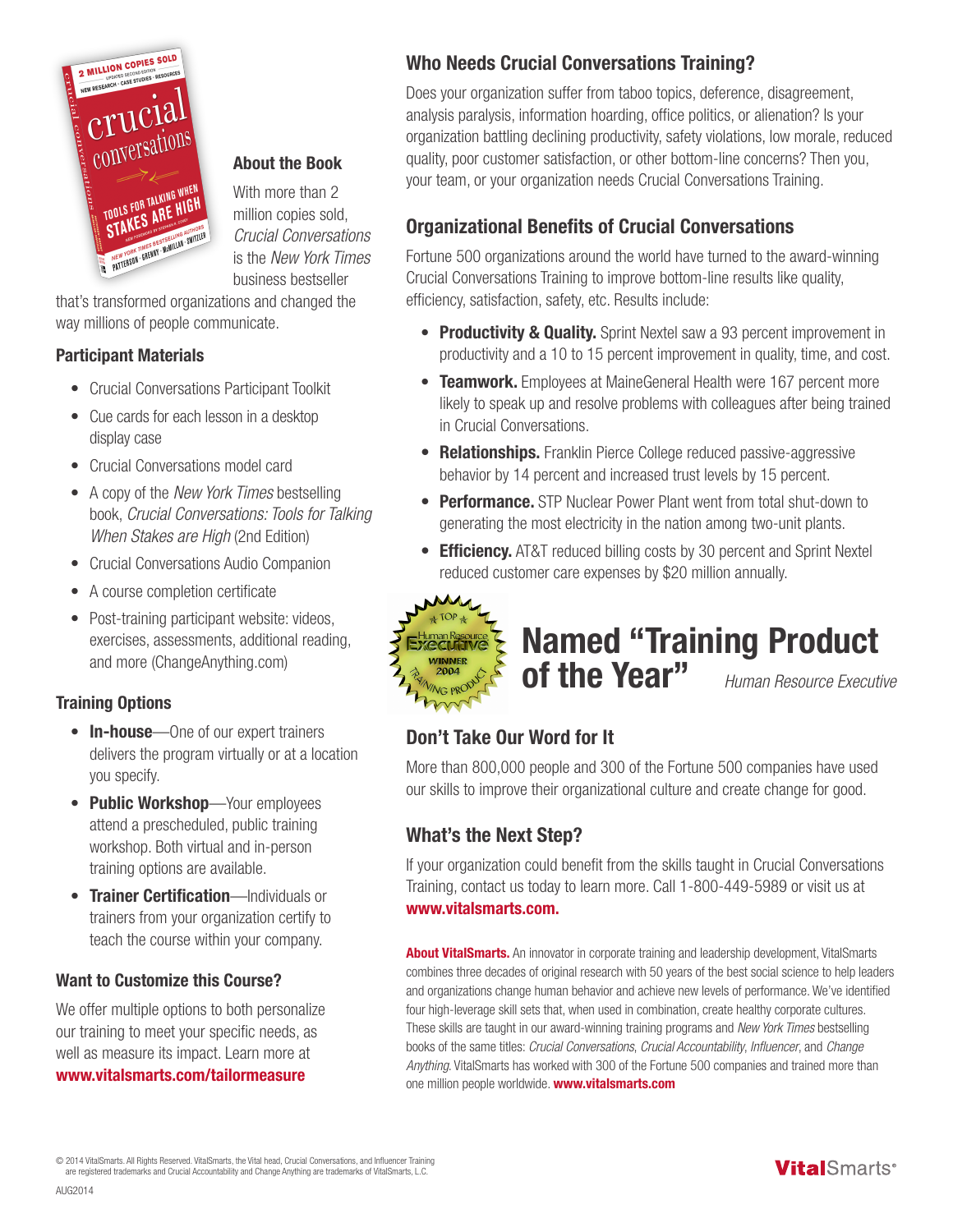## About the Book

With more than 2 million copies sold, *Crucial Conversations* is the *New York Times* business bestseller that's transformed organizations and changed the way millions of people communicate.

### Participant Materials

- Crucial Conversations Participant Toolkit
- Cue cards for each lesson in a desktop display case
- Crucial Conversations model card
- A copy of the *New York Times* bestselling book, *Crucial Conversations: Tools for Talking When Stakes are High* (2nd Edition)
- Crucial Conversations Audio Companion
- A course completion certificate
- Post-training participant website: videos, exercises, assessments, additional reading, and more (ChangeAnything.com)

### Training Options

- **In-house**—One of our expert trainers delivers the program virtually or at a location you specify.
- **Public Workshop**—Your employees attend a prescheduled, public training workshop. Both virtual and in-person training options are available.
- **Trainer Certification**—Individuals or trainers from your organization certify to teach the course within your company.

### Want to Customize this Course?

We offer multiple options to both personalize our training to meet your specific needs, as well as measure its impact. Learn more at **www.vitalsmarts.com/tailormeasure**

## Who Needs Crucial Conversations Training?

Does your organization suffer from taboo topics, deference, disagreement, analysis paralysis, information hoarding, office politics, or alienation? Is your organization battling declining productivity, safety violations, low morale, reduced quality, poor customer satisfaction, or other bottom-line concerns? Then you, your team, or your organization needs Crucial Conversations Training.

## Organizational Benefits of Crucial Conversations

Fortune 500 organizations around the world have turned to the award-winning Crucial Conversations Training to improve bottom-line results like quality, efficiency, satisfaction, safety, etc. Results include:

- **Productivity & Quality.** Sprint Nextel saw a 93 percent improvement in productivity and a 10 to 15 percent improvement in quality, time, and cost.
- **Teamwork.** Employees at MaineGeneral Health were 167 percent more likely to speak up and resolve problems with colleagues after being trained in Crucial Conversations.
- **Relationships.** Franklin Pierce College reduced passive-aggressive behavior by 14 percent and increased trust levels by 15 percent.
- **Performance.** STP Nuclear Power Plant went from total shut-down to generating the most electricity in the nation among two-unit plants.
- **Efficiency.** AT&T reduced billing costs by 30 percent and Sprint Nextel reduced customer care expenses by $20 million annually.

Top Human Resource Executive Winner 2004 Training Product

# Named "Training Product of the Year"

*Human Resource Executive*

## Don't Take Our Word for It

More than 800,000 people and 300 of the Fortune 500 companies have used our skills to improve their organizational culture and create change for good.

## What's the Next Step?

If your organization could benefit from the skills taught in Crucial Conversations Training, contact us today to learn more. Call 1-800-449-5989 or visit us at **www.vitalsmarts.com.**

**About VitalSmarts.** An innovator in corporate training and leadership development, VitalSmarts combines three decades of original research with 50 years of the best social science to help leaders and organizations change human behavior and achieve new levels of performance. We've identified four high-leverage skill sets that, when used in combination, create healthy corporate cultures. These skills are taught in our award-winning training programs and *New York Times* bestselling books of the same titles: *Crucial Conversations*, *Crucial Accountability*, *Influencer*, and *Change Anything*. VitalSmarts has worked with 300 of the Fortune 500 companies and trained more than one million people worldwide. **www.vitalsmarts.com**

© 2014 VitalSmarts. All Rights Reserved. VitalSmarts, the Vital head, Crucial Conversations, and Influencer Training are registered trademarks and Crucial Accountability and Change Anything are trademarks of VitalSmarts, L.C.

AUG2014

VitalSmarts®